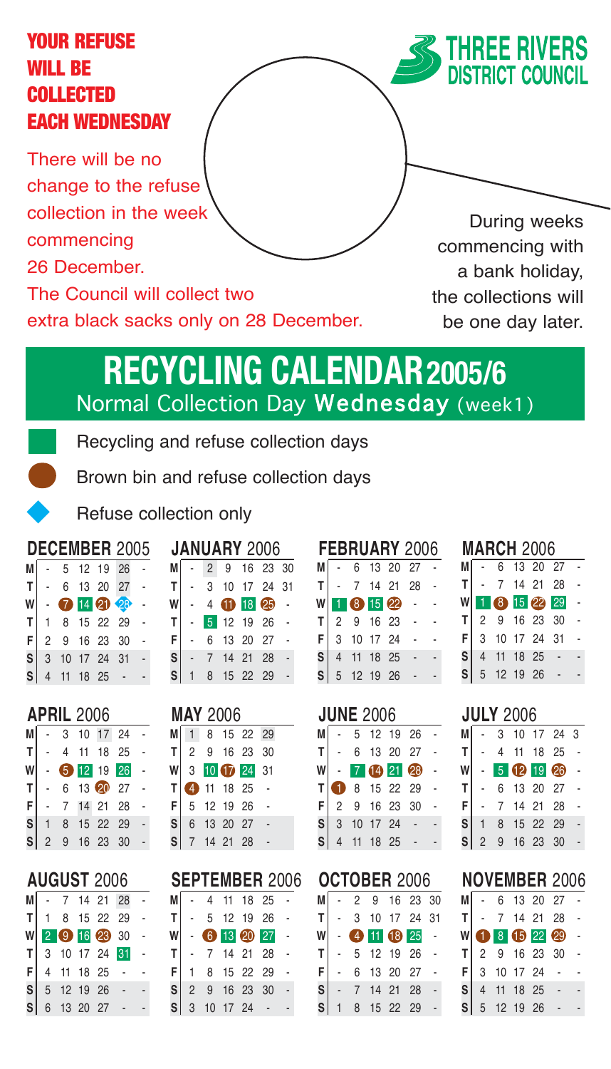**YOUR REFUSE WILL BE COLLECTED EACH WEDNESDAY**

There will be no change to the refuse collection in the week commencing 26 December.

The Council will collect two extra black sacks only on 28 December.

**THREE RIVERS DISTRICT COUNCIL**

During weeks commencing with a bank holiday, the collections will be one day later.

# RECYCLING CALENDAR 2005/6

Normal Collection Day **Wednesday** (week1)

- Recycling and refuse collection days
- Brown bin and refuse collection days
- Refuse collection only

### DECEMBER 2005

| | | | | | | |
|---|---|---|---|---|---|---|
| M | - | 5 | 12 | 19 | 26 | - |
| T | - | 6 | 13 | 20 | 27 | - |
| W | - | 7 | 14 | 21 | 28 | - |
| T | 1 | 8 | 15 | 22 | 29 | - |
| F | 2 | 9 | 16 | 23 | 30 | - |
| S | 3 | 10 | 17 | 24 | 31 | - |
| S | 4 | 11 | 18 | 25 | - | - |

### JANUARY 2006

| | | | | | | |
|---|---|---|---|---|---|---|
| M | - | 2 | 9 | 16 | 23 | 30 |
| T | - | 3 | 10 | 17 | 24 | 31 |
| W | - | 4 | 11 | 18 | 25 | - |
| T | - | 5 | 12 | 19 | 26 | - |
| F | - | 6 | 13 | 20 | 27 | - |
| S | - | 7 | 14 | 21 | 28 | - |
| S | 1 | 8 | 15 | 22 | 29 | - |

### FEBRUARY 2006

| | | | | | | |
|---|---|---|---|---|---|---|
| M | - | 6 | 13 | 20 | 27 | - |
| T | - | 7 | 14 | 21 | 28 | - |
| W | 1 | 8 | 15 | 22 | - | - |
| T | 2 | 9 | 16 | 23 | - | - |
| F | 3 | 10 | 17 | 24 | - | - |
| S | 4 | 11 | 18 | 25 | - | - |
| S | 5 | 12 | 19 | 26 | - | - |

### MARCH 2006

| | | | | | | |
|---|---|---|---|---|---|---|
| M | - | 6 | 13 | 20 | 27 | - |
| T | - | 7 | 14 | 21 | 28 | - |
| W | 1 | 8 | 15 | 22 | 29 | - |
| T | 2 | 9 | 16 | 23 | 30 | - |
| F | 3 | 10 | 17 | 24 | 31 | - |
| S | 4 | 11 | 18 | 25 | - | - |
| S | 5 | 12 | 19 | 26 | - | - |

### APRIL 2006

| | | | | | | |
|---|---|---|---|---|---|---|
| M | - | 3 | 10 | 17 | 24 | - |
| T | - | 4 | 11 | 18 | 25 | - |
| W | - | 5 | 12 | 19 | 26 | - |
| T | - | 6 | 13 | 20 | 27 | - |
| F | - | 7 | 14 | 21 | 28 | - |
| S | 1 | 8 | 15 | 22 | 29 | - |
| S | 2 | 9 | 16 | 23 | 30 | - |

### MAY 2006

| | | | | | |
|---|---|---|---|---|---|
| M | 1 | 8 | 15 | 22 | 29 |
| T | 2 | 9 | 16 | 23 | 30 |
| W | 3 | 10 | 17 | 24 | 31 |
| T | 4 | 11 | 18 | 25 | - |
| F | 5 | 12 | 19 | 26 | - |
| S | 6 | 13 | 20 | 27 | - |
| S | 7 | 14 | 21 | 28 | - |

### JUNE 2006

| | | | | | | |
|---|---|---|---|---|---|---|
| M | - | 5 | 12 | 19 | 26 | - |
| T | - | 6 | 13 | 20 | 27 | - |
| W | - | 7 | 14 | 21 | 28 | - |
| T | 1 | 8 | 15 | 22 | 29 | - |
| F | 2 | 9 | 16 | 23 | 30 | - |
| S | 3 | 10 | 17 | 24 | - | - |
| S | 4 | 11 | 18 | 25 | - | - |

### JULY 2006

| | | | | | | |
|---|---|---|---|---|---|---|
| M | - | 3 | 10 | 17 | 24 | 3 |
| T | - | 4 | 11 | 18 | 25 | - |
| W | - | 5 | 12 | 19 | 26 | - |
| T | - | 6 | 13 | 20 | 27 | - |
| F | - | 7 | 14 | 21 | 28 | - |
| S | 1 | 8 | 15 | 22 | 29 | - |
| S | 2 | 9 | 16 | 23 | 30 | - |

### AUGUST 2006

| | | | | | | |
|---|---|---|---|---|---|---|
| M | - | 7 | 14 | 21 | 28 | - |
| T | 1 | 8 | 15 | 22 | 29 | - |
| W | 2 | 9 | 16 | 23 | 30 | - |
| T | 3 | 10 | 17 | 24 | 31 | - |
| F | 4 | 11 | 18 | 25 | - | - |
| S | 5 | 12 | 19 | 26 | - | - |
| S | 6 | 13 | 20 | 27 | - | - |

### SEPTEMBER 2006

| | | | | | | |
|---|---|---|---|---|---|---|
| M | - | 4 | 11 | 18 | 25 | - |
| T | - | 5 | 12 | 19 | 26 | - |
| W | - | 6 | 13 | 20 | 27 | - |
| T | - | 7 | 14 | 21 | 28 | - |
| F | 1 | 8 | 15 | 22 | 29 | - |
| S | 2 | 9 | 16 | 23 | 30 | - |
| S | 3 | 10 | 17 | 24 | - | - |

### OCTOBER 2006

| | | | | | | |
|---|---|---|---|---|---|---|
| M | - | 2 | 9 | 16 | 23 | 30 |
| T | - | 3 | 10 | 17 | 24 | 31 |
| W | - | 4 | 11 | 18 | 25 | - |
| T | - | 5 | 12 | 19 | 26 | - |
| F | - | 6 | 13 | 20 | 27 | - |
| S | - | 7 | 14 | 21 | 28 | - |
| S | 1 | 8 | 15 | 22 | 29 | - |

### NOVEMBER 2006

| | | | | | | |
|---|---|---|---|---|---|---|
| M | - | 6 | 13 | 20 | 27 | - |
| T | - | 7 | 14 | 21 | 28 | - |
| W | 1 | 8 | 15 | 22 | 29 | - |
| T | 2 | 9 | 16 | 23 | 30 | - |
| F | 3 | 10 | 17 | 24 | - | - |
| S | 4 | 11 | 18 | 25 | - | - |
| S | 5 | 12 | 19 | 26 | - | - |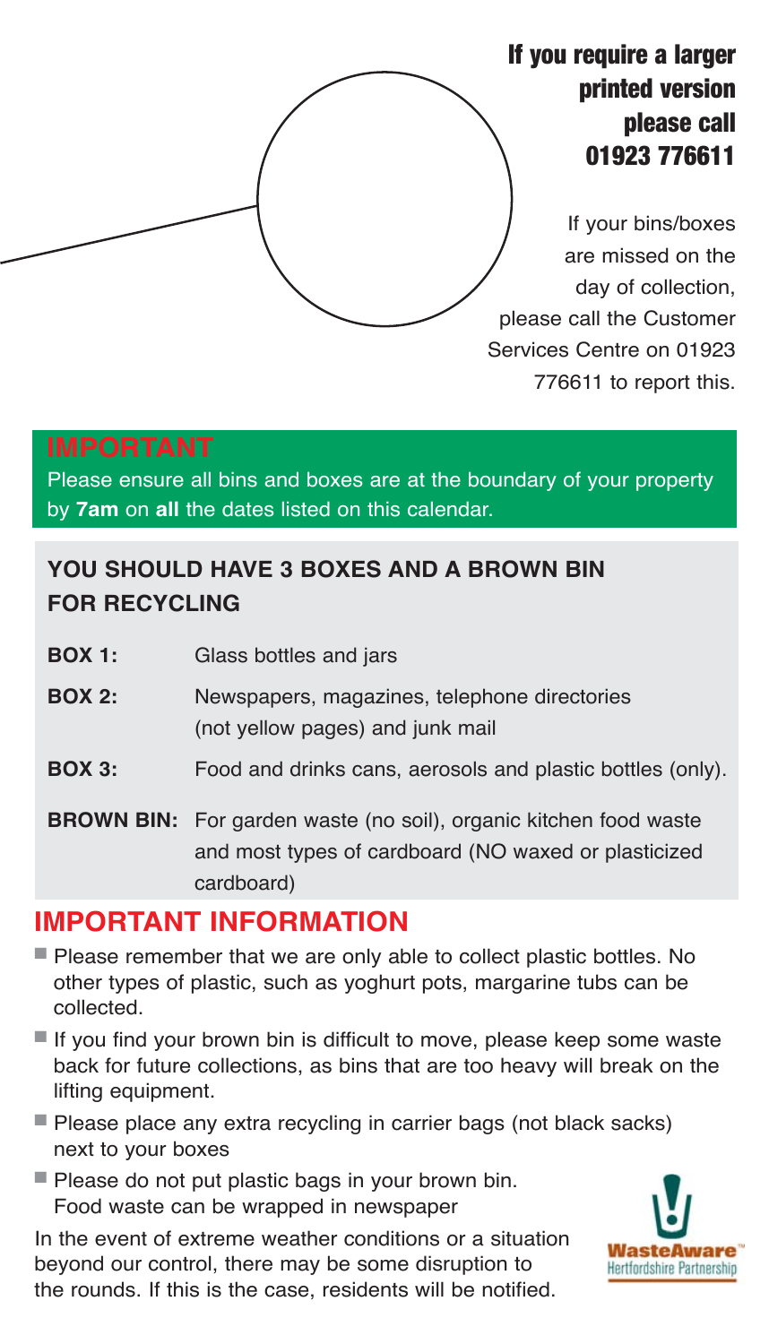**If you require a larger printed version please call 01923 776611**

If your bins/boxes are missed on the day of collection, please call the Customer Services Centre on 01923 776611 to report this.

## IMPORTANT

Please ensure all bins and boxes are at the boundary of your property by **7am** on **all** the dates listed on this calendar.

### YOU SHOULD HAVE 3 BOXES AND A BROWN BIN FOR RECYCLING

| | |
|---|---|
| **BOX 1:** | Glass bottles and jars |
| **BOX 2:** | Newspapers, magazines, telephone directories (not yellow pages) and junk mail |
| **BOX 3:** | Food and drinks cans, aerosols and plastic bottles (only). |
| **BROWN BIN:** | For garden waste (no soil), organic kitchen food waste and most types of cardboard (NO waxed or plasticized cardboard) |

## IMPORTANT INFORMATION

- Please remember that we are only able to collect plastic bottles. No other types of plastic, such as yoghurt pots, margarine tubs can be collected.
- If you find your brown bin is difficult to move, please keep some waste back for future collections, as bins that are too heavy will break on the lifting equipment.
- Please place any extra recycling in carrier bags (not black sacks) next to your boxes
- Please do not put plastic bags in your brown bin. Food waste can be wrapped in newspaper

In the event of extreme weather conditions or a situation beyond our control, there may be some disruption to the rounds. If this is the case, residents will be notified.

WasteAware™ Hertfordshire Partnership